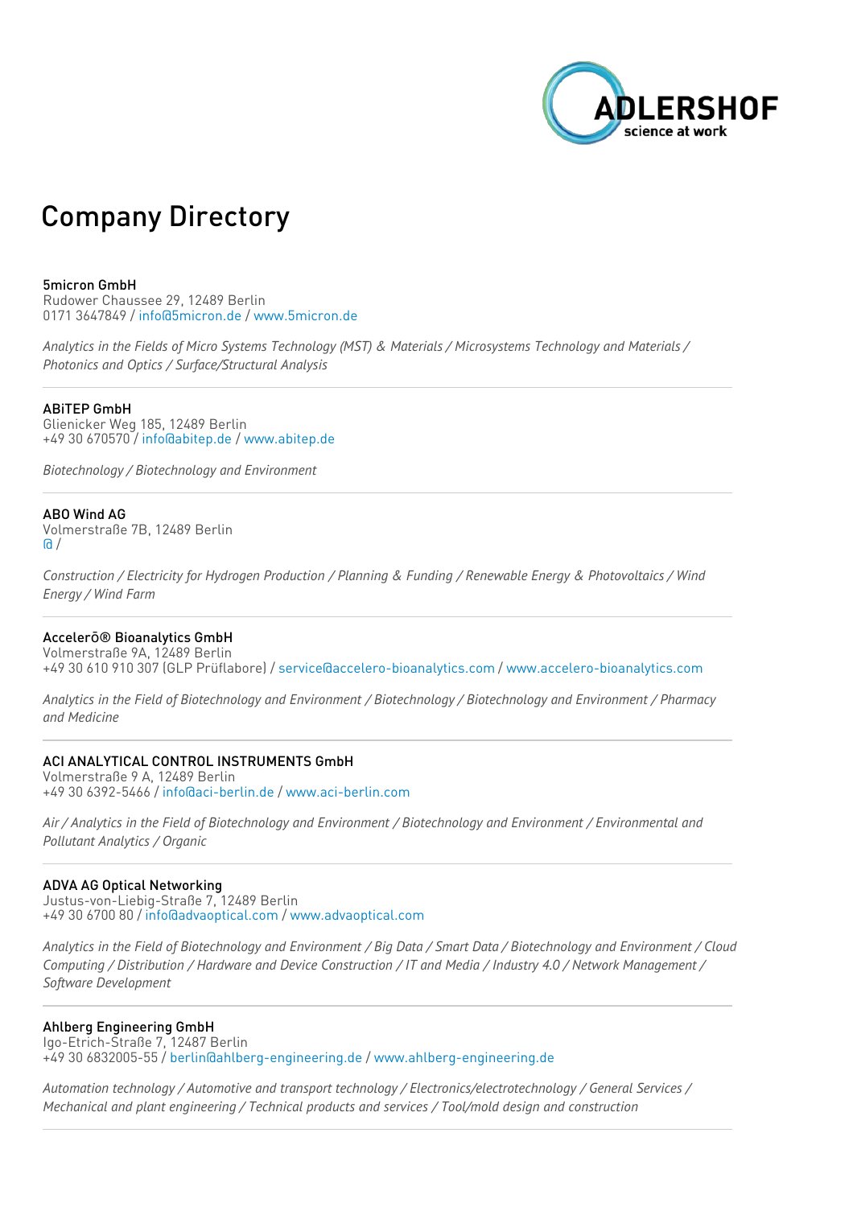ADLERSHOF
science at work

# Company Directory

**5micron GmbH**
Rudower Chaussee 29, 12489 Berlin
0171 3647849 / info@5micron.de / www.5micron.de

*Analytics in the Fields of Micro Systems Technology (MST) & Materials / Microsystems Technology and Materials / Photonics and Optics / Surface/Structural Analysis*

---

**ABiTEP GmbH**
Glienicker Weg 185, 12489 Berlin
+49 30 670570 / info@abitep.de / www.abitep.de

*Biotechnology / Biotechnology and Environment*

---

**ABO Wind AG**
Volmerstraße 7B, 12489 Berlin
@ /

*Construction / Electricity for Hydrogen Production / Planning & Funding / Renewable Energy & Photovoltaics / Wind Energy / Wind Farm*

---

**Accelerō® Bioanalytics GmbH**
Volmerstraße 9A, 12489 Berlin
+49 30 610 910 307 (GLP Prüflabore) / service@accelero-bioanalytics.com / www.accelero-bioanalytics.com

*Analytics in the Field of Biotechnology and Environment / Biotechnology / Biotechnology and Environment / Pharmacy and Medicine*

---

**ACI ANALYTICAL CONTROL INSTRUMENTS GmbH**
Volmerstraße 9 A, 12489 Berlin
+49 30 6392-5466 / info@aci-berlin.de / www.aci-berlin.com

*Air / Analytics in the Field of Biotechnology and Environment / Biotechnology and Environment / Environmental and Pollutant Analytics / Organic*

---

**ADVA AG Optical Networking**
Justus-von-Liebig-Straße 7, 12489 Berlin
+49 30 6700 80 / info@advaoptical.com / www.advaoptical.com

*Analytics in the Field of Biotechnology and Environment / Big Data / Smart Data / Biotechnology and Environment / Cloud Computing / Distribution / Hardware and Device Construction / IT and Media / Industry 4.0 / Network Management / Software Development*

---

**Ahlberg Engineering GmbH**
Igo-Etrich-Straße 7, 12487 Berlin
+49 30 6832005-55 / berlin@ahlberg-engineering.de / www.ahlberg-engineering.de

*Automation technology / Automotive and transport technology / Electronics/electrotechnology / General Services / Mechanical and plant engineering / Technical products and services / Tool/mold design and construction*

---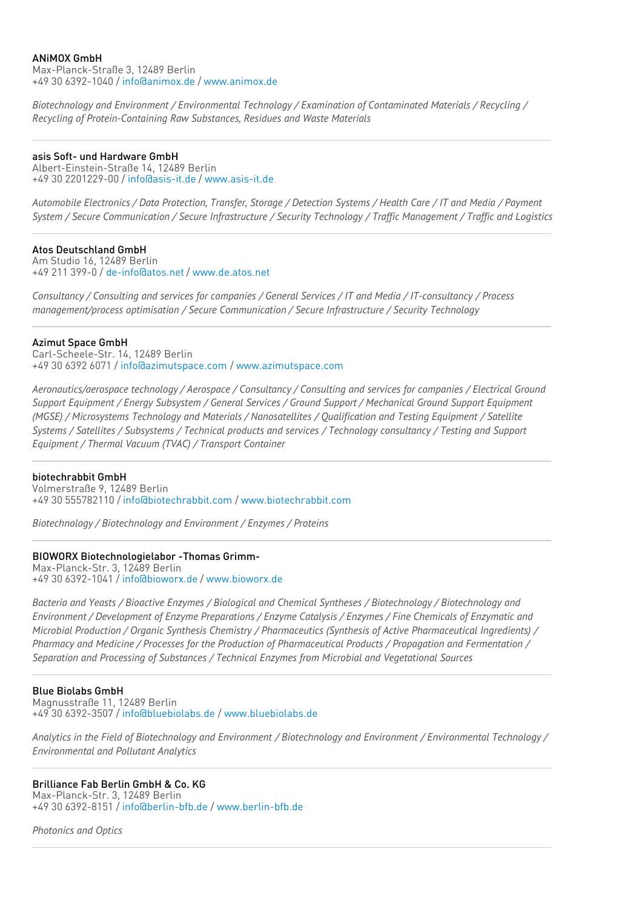**ANiMOX GmbH**
Max-Planck-Straße 3, 12489 Berlin
+49 30 6392-1040 / info@animox.de / www.animox.de

*Biotechnology and Environment / Environmental Technology / Examination of Contaminated Materials / Recycling / Recycling of Protein-Containing Raw Substances, Residues and Waste Materials*

---

**asis Soft- und Hardware GmbH**
Albert-Einstein-Straße 14, 12489 Berlin
+49 30 2201229-00 / info@asis-it.de / www.asis-it.de

*Automobile Electronics / Data Protection, Transfer, Storage / Detection Systems / Health Care / IT and Media / Payment System / Secure Communication / Secure Infrastructure / Security Technology / Traffic Management / Traffic and Logistics*

---

**Atos Deutschland GmbH**
Am Studio 16, 12489 Berlin
+49 211 399-0 / de-info@atos.net / www.de.atos.net

*Consultancy / Consulting and services for companies / General Services / IT and Media / IT-consultancy / Process management/process optimisation / Secure Communication / Secure Infrastructure / Security Technology*

---

**Azimut Space GmbH**
Carl-Scheele-Str. 14, 12489 Berlin
+49 30 6392 6071 / info@azimutspace.com / www.azimutspace.com

*Aeronautics/aerospace technology / Aerospace / Consultancy / Consulting and services for companies / Electrical Ground Support Equipment / Energy Subsystem / General Services / Ground Support / Mechanical Ground Support Equipment (MGSE) / Microsystems Technology and Materials / Nanosatellites / Qualification and Testing Equipment / Satellite Systems / Satellites / Subsystems / Technical products and services / Technology consultancy / Testing and Support Equipment / Thermal Vacuum (TVAC) / Transport Container*

---

**biotechrabbit GmbH**
Volmerstraße 9, 12489 Berlin
+49 30 555782110 / info@biotechrabbit.com / www.biotechrabbit.com

*Biotechnology / Biotechnology and Environment / Enzymes / Proteins*

---

**BIOWORX Biotechnologielabor -Thomas Grimm-**
Max-Planck-Str. 3, 12489 Berlin
+49 30 6392-1041 / info@bioworx.de / www.bioworx.de

*Bacteria and Yeasts / Bioactive Enzymes / Biological and Chemical Syntheses / Biotechnology / Biotechnology and Environment / Development of Enzyme Preparations / Enzyme Catalysis / Enzymes / Fine Chemicals of Enzymatic and Microbial Production / Organic Synthesis Chemistry / Pharmaceutics (Synthesis of Active Pharmaceutical Ingredients) / Pharmacy and Medicine / Processes for the Production of Pharmaceutical Products / Propagation and Fermentation / Separation and Processing of Substances / Technical Enzymes from Microbial and Vegetational Sources*

---

**Blue Biolabs GmbH**
Magnusstraße 11, 12489 Berlin
+49 30 6392-3507 / info@bluebiolabs.de / www.bluebiolabs.de

*Analytics in the Field of Biotechnology and Environment / Biotechnology and Environment / Environmental Technology / Environmental and Pollutant Analytics*

---

**Brilliance Fab Berlin GmbH & Co. KG**
Max-Planck-Str. 3, 12489 Berlin
+49 30 6392-8151 / info@berlin-bfb.de / www.berlin-bfb.de

*Photonics and Optics*

---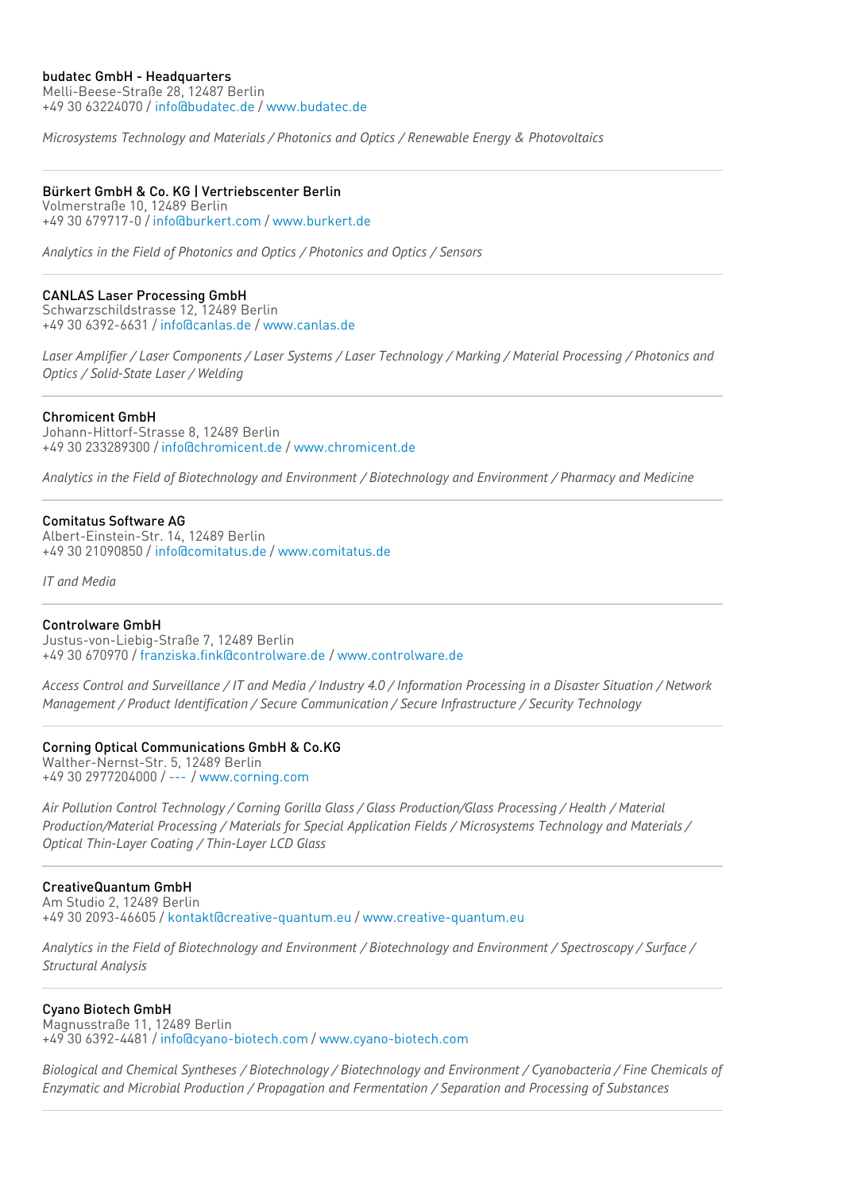**budatec GmbH - Headquarters**
Melli-Beese-Straße 28, 12487 Berlin
+49 30 63224070 / info@budatec.de / www.budatec.de

*Microsystems Technology and Materials / Photonics and Optics / Renewable Energy & Photovoltaics*

---

**Bürkert GmbH & Co. KG | Vertriebscenter Berlin**
Volmerstraße 10, 12489 Berlin
+49 30 679717-0 / info@burkert.com / www.burkert.de

*Analytics in the Field of Photonics and Optics / Photonics and Optics / Sensors*

---

**CANLAS Laser Processing GmbH**
Schwarzschildstrasse 12, 12489 Berlin
+49 30 6392-6631 / info@canlas.de / www.canlas.de

*Laser Amplifier / Laser Components / Laser Systems / Laser Technology / Marking / Material Processing / Photonics and Optics / Solid-State Laser / Welding*

---

**Chromicent GmbH**
Johann-Hittorf-Strasse 8, 12489 Berlin
+49 30 233289300 / info@chromicent.de / www.chromicent.de

*Analytics in the Field of Biotechnology and Environment / Biotechnology and Environment / Pharmacy and Medicine*

---

**Comitatus Software AG**
Albert-Einstein-Str. 14, 12489 Berlin
+49 30 21090850 / info@comitatus.de / www.comitatus.de

*IT and Media*

---

**Controlware GmbH**
Justus-von-Liebig-Straße 7, 12489 Berlin
+49 30 670970 / franziska.fink@controlware.de / www.controlware.de

*Access Control and Surveillance / IT and Media / Industry 4.0 / Information Processing in a Disaster Situation / Network Management / Product Identification / Secure Communication / Secure Infrastructure / Security Technology*

---

**Corning Optical Communications GmbH & Co.KG**
Walther-Nernst-Str. 5, 12489 Berlin
+49 30 2977204000 / --- / www.corning.com

*Air Pollution Control Technology / Corning Gorilla Glass / Glass Production/Glass Processing / Health / Material Production/Material Processing / Materials for Special Application Fields / Microsystems Technology and Materials / Optical Thin-Layer Coating / Thin-Layer LCD Glass*

---

**CreativeQuantum GmbH**
Am Studio 2, 12489 Berlin
+49 30 2093-46605 / kontakt@creative-quantum.eu / www.creative-quantum.eu

*Analytics in the Field of Biotechnology and Environment / Biotechnology and Environment / Spectroscopy / Surface / Structural Analysis*

---

**Cyano Biotech GmbH**
Magnusstraße 11, 12489 Berlin
+49 30 6392-4481 / info@cyano-biotech.com / www.cyano-biotech.com

*Biological and Chemical Syntheses / Biotechnology / Biotechnology and Environment / Cyanobacteria / Fine Chemicals of Enzymatic and Microbial Production / Propagation and Fermentation / Separation and Processing of Substances*

---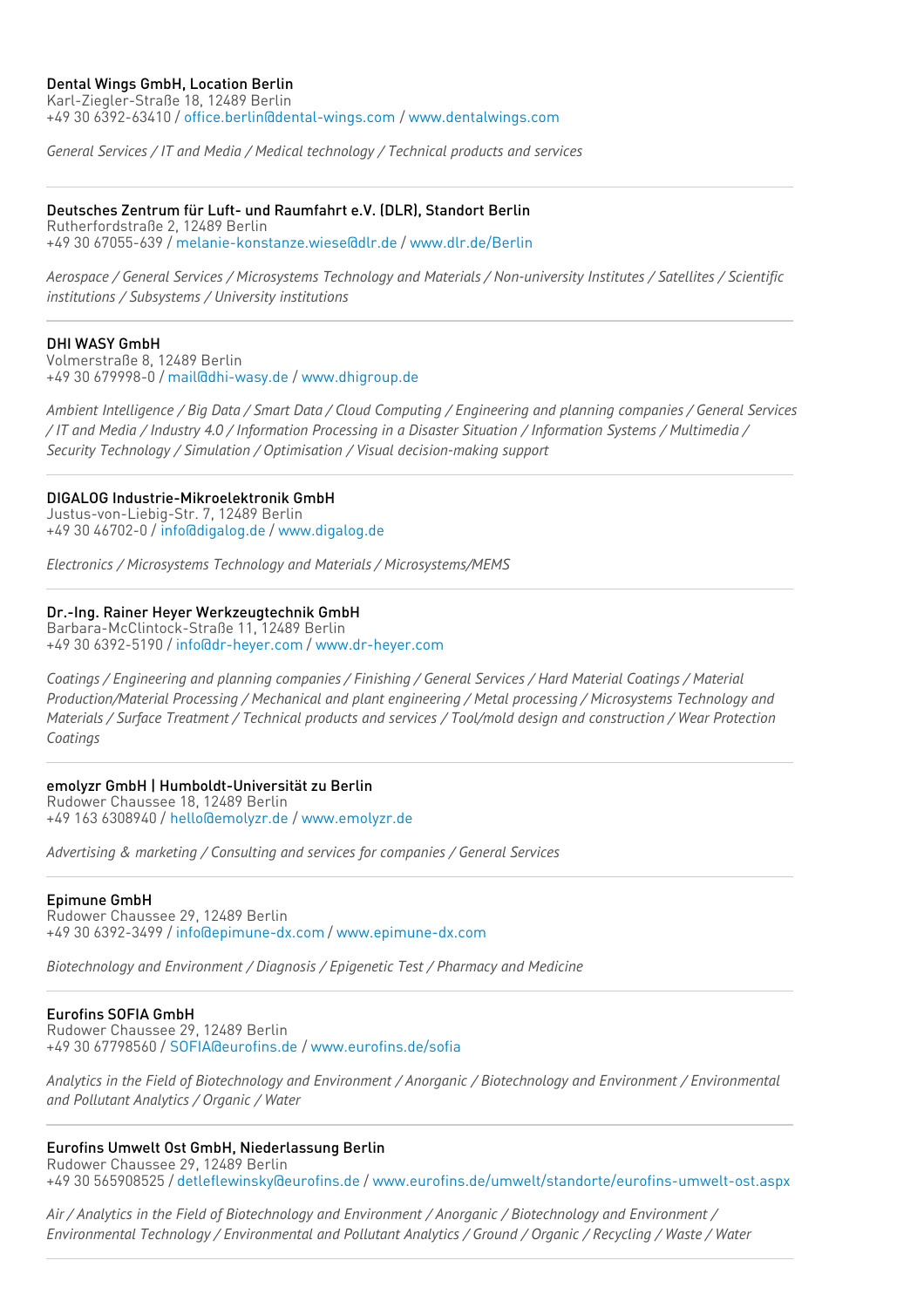Dental Wings GmbH, Location Berlin
Karl-Ziegler-Straße 18, 12489 Berlin
+49 30 6392-63410 / office.berlin@dental-wings.com / www.dentalwings.com

*General Services / IT and Media / Medical technology / Technical products and services*

---

Deutsches Zentrum für Luft- und Raumfahrt e.V. (DLR), Standort Berlin
Rutherfordstraße 2, 12489 Berlin
+49 30 67055-639 / melanie-konstanze.wiese@dlr.de / www.dlr.de/Berlin

*Aerospace / General Services / Microsystems Technology and Materials / Non-university Institutes / Satellites / Scientific institutions / Subsystems / University institutions*

---

DHI WASY GmbH
Volmerstraße 8, 12489 Berlin
+49 30 679998-0 / mail@dhi-wasy.de / www.dhigroup.de

*Ambient Intelligence / Big Data / Smart Data / Cloud Computing / Engineering and planning companies / General Services / IT and Media / Industry 4.0 / Information Processing in a Disaster Situation / Information Systems / Multimedia / Security Technology / Simulation / Optimisation / Visual decision-making support*

---

DIGALOG Industrie-Mikroelektronik GmbH
Justus-von-Liebig-Str. 7, 12489 Berlin
+49 30 46702-0 / info@digalog.de / www.digalog.de

*Electronics / Microsystems Technology and Materials / Microsystems/MEMS*

---

Dr.-Ing. Rainer Heyer Werkzeugtechnik GmbH
Barbara-McClintock-Straße 11, 12489 Berlin
+49 30 6392-5190 / info@dr-heyer.com / www.dr-heyer.com

*Coatings / Engineering and planning companies / Finishing / General Services / Hard Material Coatings / Material Production/Material Processing / Mechanical and plant engineering / Metal processing / Microsystems Technology and Materials / Surface Treatment / Technical products and services / Tool/mold design and construction / Wear Protection Coatings*

---

emolyzr GmbH | Humboldt-Universität zu Berlin
Rudower Chaussee 18, 12489 Berlin
+49 163 6308940 / hello@emolyzr.de / www.emolyzr.de

*Advertising & marketing / Consulting and services for companies / General Services*

---

Epimune GmbH
Rudower Chaussee 29, 12489 Berlin
+49 30 6392-3499 / info@epimune-dx.com / www.epimune-dx.com

*Biotechnology and Environment / Diagnosis / Epigenetic Test / Pharmacy and Medicine*

---

Eurofins SOFIA GmbH
Rudower Chaussee 29, 12489 Berlin
+49 30 67798560 / SOFIA@eurofins.de / www.eurofins.de/sofia

*Analytics in the Field of Biotechnology and Environment / Anorganic / Biotechnology and Environment / Environmental and Pollutant Analytics / Organic / Water*

---

Eurofins Umwelt Ost GmbH, Niederlassung Berlin
Rudower Chaussee 29, 12489 Berlin
+49 30 565908525 / detleflewinsky@eurofins.de / www.eurofins.de/umwelt/standorte/eurofins-umwelt-ost.aspx

*Air / Analytics in the Field of Biotechnology and Environment / Anorganic / Biotechnology and Environment / Environmental Technology / Environmental and Pollutant Analytics / Ground / Organic / Recycling / Waste / Water*

---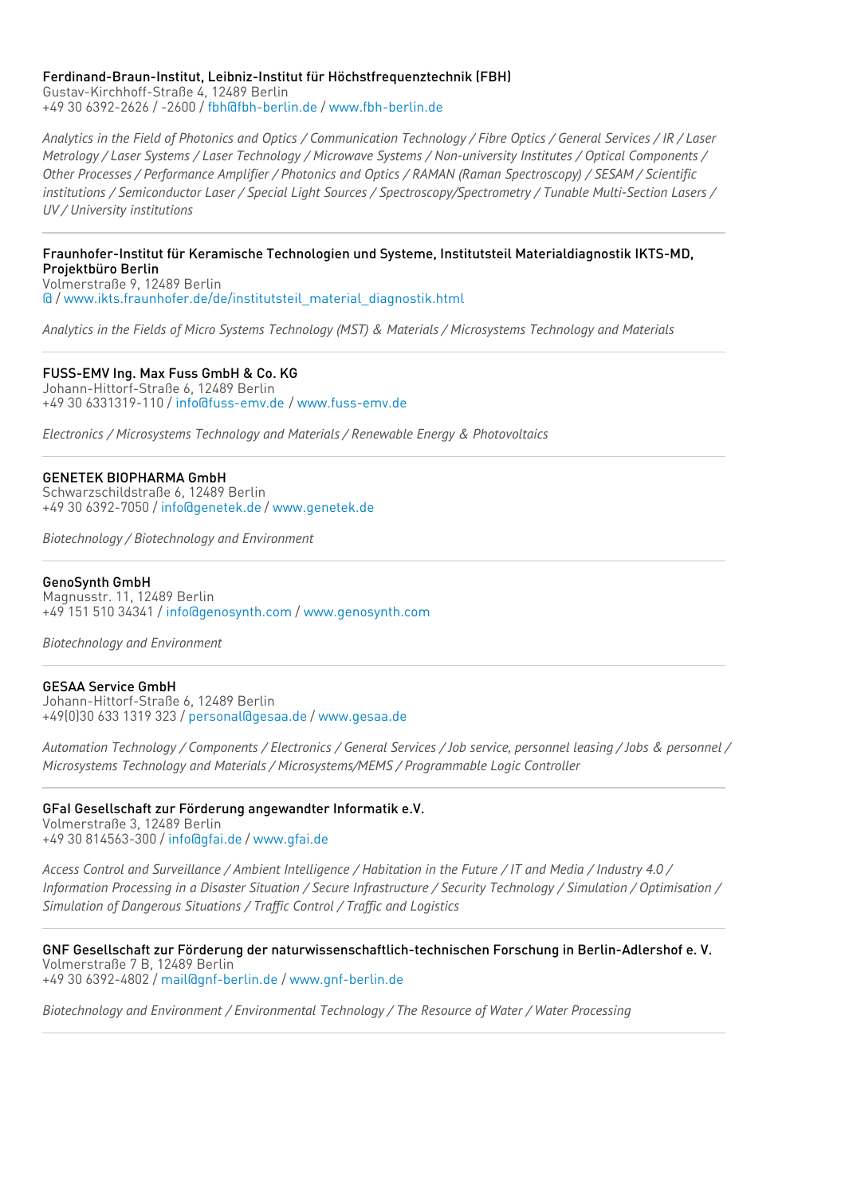Ferdinand-Braun-Institut, Leibniz-Institut für Höchstfrequenztechnik (FBH)
Gustav-Kirchhoff-Straße 4, 12489 Berlin
+49 30 6392-2626 / -2600 / fbh@fbh-berlin.de / www.fbh-berlin.de

*Analytics in the Field of Photonics and Optics / Communication Technology / Fibre Optics / General Services / IR / Laser Metrology / Laser Systems / Laser Technology / Microwave Systems / Non-university Institutes / Optical Components / Other Processes / Performance Amplifier / Photonics and Optics / RAMAN (Raman Spectroscopy) / SESAM / Scientific institutions / Semiconductor Laser / Special Light Sources / Spectroscopy/Spectrometry / Tunable Multi-Section Lasers / UV / University institutions*

---

Fraunhofer-Institut für Keramische Technologien und Systeme, Institutsteil Materialdiagnostik IKTS-MD, Projektbüro Berlin
Volmerstraße 9, 12489 Berlin
@ / www.ikts.fraunhofer.de/de/institutsteil_material_diagnostik.html

*Analytics in the Fields of Micro Systems Technology (MST) & Materials / Microsystems Technology and Materials*

---

FUSS-EMV Ing. Max Fuss GmbH & Co. KG
Johann-Hittorf-Straße 6, 12489 Berlin
+49 30 6331319-110 / info@fuss-emv.de / www.fuss-emv.de

*Electronics / Microsystems Technology and Materials / Renewable Energy & Photovoltaics*

---

GENETEK BIOPHARMA GmbH
Schwarzschildstraße 6, 12489 Berlin
+49 30 6392-7050 / info@genetek.de / www.genetek.de

*Biotechnology / Biotechnology and Environment*

---

GenoSynth GmbH
Magnusstr. 11, 12489 Berlin
+49 151 510 34341 / info@genosynth.com / www.genosynth.com

*Biotechnology and Environment*

---

GESAA Service GmbH
Johann-Hittorf-Straße 6, 12489 Berlin
+49(0)30 633 1319 323 / personal@gesaa.de / www.gesaa.de

*Automation Technology / Components / Electronics / General Services / Job service, personnel leasing / Jobs & personnel / Microsystems Technology and Materials / Microsystems/MEMS / Programmable Logic Controller*

---

GFaI Gesellschaft zur Förderung angewandter Informatik e.V.
Volmerstraße 3, 12489 Berlin
+49 30 814563-300 / info@gfai.de / www.gfai.de

*Access Control and Surveillance / Ambient Intelligence / Habitation in the Future / IT and Media / Industry 4.0 / Information Processing in a Disaster Situation / Secure Infrastructure / Security Technology / Simulation / Optimisation / Simulation of Dangerous Situations / Traffic Control / Traffic and Logistics*

---

GNF Gesellschaft zur Förderung der naturwissenschaftlich-technischen Forschung in Berlin-Adlershof e. V.
Volmerstraße 7 B, 12489 Berlin
+49 30 6392-4802 / mail@gnf-berlin.de / www.gnf-berlin.de

*Biotechnology and Environment / Environmental Technology / The Resource of Water / Water Processing*

---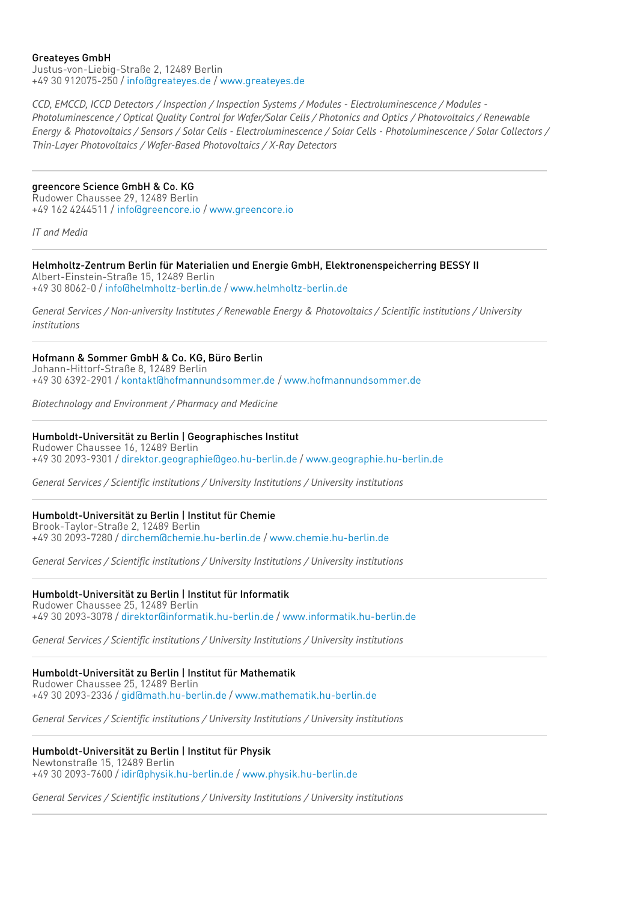Greateyes GmbH
Justus-von-Liebig-Straße 2, 12489 Berlin
+49 30 912075-250 / info@greateyes.de / www.greateyes.de

*CCD, EMCCD, ICCD Detectors / Inspection / Inspection Systems / Modules - Electroluminescence / Modules - Photoluminescence / Optical Quality Control for Wafer/Solar Cells / Photonics and Optics / Photovoltaics / Renewable Energy & Photovoltaics / Sensors / Solar Cells - Electroluminescence / Solar Cells - Photoluminescence / Solar Collectors / Thin-Layer Photovoltaics / Wafer-Based Photovoltaics / X-Ray Detectors*

---

greencore Science GmbH & Co. KG
Rudower Chaussee 29, 12489 Berlin
+49 162 4244511 / info@greencore.io / www.greencore.io

*IT and Media*

---

Helmholtz-Zentrum Berlin für Materialien und Energie GmbH, Elektronenspeicherring BESSY II
Albert-Einstein-Straße 15, 12489 Berlin
+49 30 8062-0 / info@helmholtz-berlin.de / www.helmholtz-berlin.de

*General Services / Non-university Institutes / Renewable Energy & Photovoltaics / Scientific institutions / University institutions*

---

Hofmann & Sommer GmbH & Co. KG, Büro Berlin
Johann-Hittorf-Straße 8, 12489 Berlin
+49 30 6392-2901 / kontakt@hofmannundsommer.de / www.hofmannundsommer.de

*Biotechnology and Environment / Pharmacy and Medicine*

---

Humboldt-Universität zu Berlin | Geographisches Institut
Rudower Chaussee 16, 12489 Berlin
+49 30 2093-9301 / direktor.geographie@geo.hu-berlin.de / www.geographie.hu-berlin.de

*General Services / Scientific institutions / University Institutions / University institutions*

---

Humboldt-Universität zu Berlin | Institut für Chemie
Brook-Taylor-Straße 2, 12489 Berlin
+49 30 2093-7280 / dirchem@chemie.hu-berlin.de / www.chemie.hu-berlin.de

*General Services / Scientific institutions / University Institutions / University institutions*

---

Humboldt-Universität zu Berlin | Institut für Informatik
Rudower Chaussee 25, 12489 Berlin
+49 30 2093-3078 / direktor@informatik.hu-berlin.de / www.informatik.hu-berlin.de

*General Services / Scientific institutions / University Institutions / University institutions*

---

Humboldt-Universität zu Berlin | Institut für Mathematik
Rudower Chaussee 25, 12489 Berlin
+49 30 2093-2336 / gid@math.hu-berlin.de / www.mathematik.hu-berlin.de

*General Services / Scientific institutions / University Institutions / University institutions*

---

Humboldt-Universität zu Berlin | Institut für Physik
Newtonstraße 15, 12489 Berlin
+49 30 2093-7600 / idir@physik.hu-berlin.de / www.physik.hu-berlin.de

*General Services / Scientific institutions / University Institutions / University institutions*

---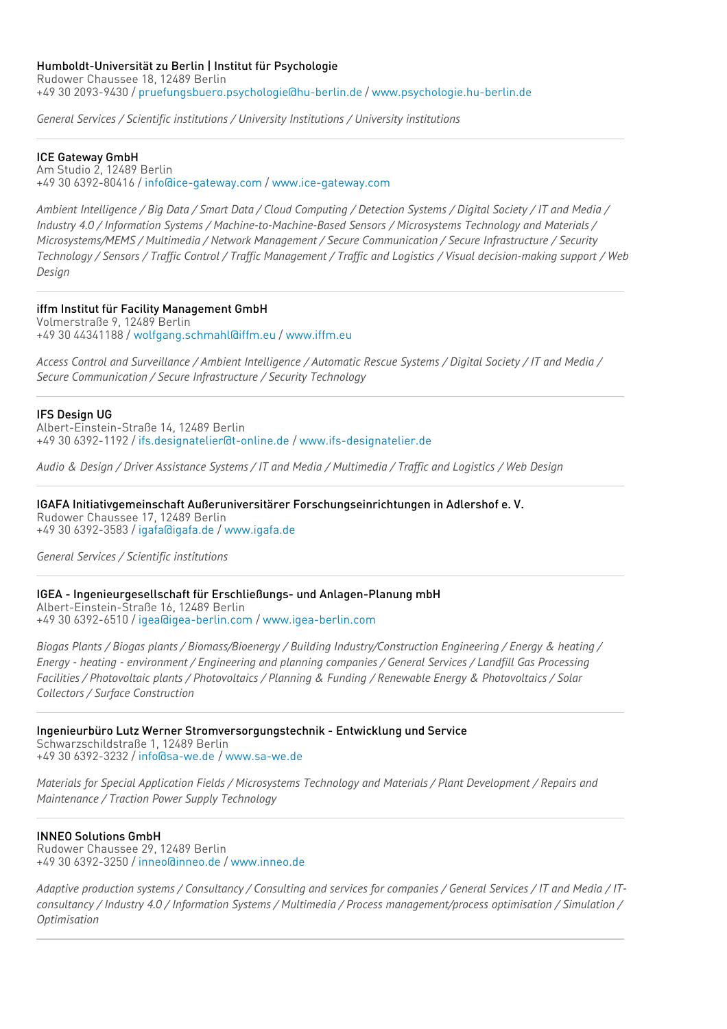Humboldt-Universität zu Berlin | Institut für Psychologie
Rudower Chaussee 18, 12489 Berlin
+49 30 2093-9430 / pruefungsbuero.psychologie@hu-berlin.de / www.psychologie.hu-berlin.de

*General Services / Scientific institutions / University Institutions / University institutions*

---

ICE Gateway GmbH
Am Studio 2, 12489 Berlin
+49 30 6392-80416 / info@ice-gateway.com / www.ice-gateway.com

*Ambient Intelligence / Big Data / Smart Data / Cloud Computing / Detection Systems / Digital Society / IT and Media / Industry 4.0 / Information Systems / Machine-to-Machine-Based Sensors / Microsystems Technology and Materials / Microsystems/MEMS / Multimedia / Network Management / Secure Communication / Secure Infrastructure / Security Technology / Sensors / Traffic Control / Traffic Management / Traffic and Logistics / Visual decision-making support / Web Design*

---

iffm Institut für Facility Management GmbH
Volmerstraße 9, 12489 Berlin
+49 30 44341188 / wolfgang.schmahl@iffm.eu / www.iffm.eu

*Access Control and Surveillance / Ambient Intelligence / Automatic Rescue Systems / Digital Society / IT and Media / Secure Communication / Secure Infrastructure / Security Technology*

---

IFS Design UG
Albert-Einstein-Straße 14, 12489 Berlin
+49 30 6392-1192 / ifs.designatelier@t-online.de / www.ifs-designatelier.de

*Audio & Design / Driver Assistance Systems / IT and Media / Multimedia / Traffic and Logistics / Web Design*

---

IGAFA Initiativgemeinschaft Außeruniversitärer Forschungseinrichtungen in Adlershof e. V.
Rudower Chaussee 17, 12489 Berlin
+49 30 6392-3583 / igafa@igafa.de / www.igafa.de

*General Services / Scientific institutions*

---

IGEA - Ingenieurgesellschaft für Erschließungs- und Anlagen-Planung mbH
Albert-Einstein-Straße 16, 12489 Berlin
+49 30 6392-6510 / igea@igea-berlin.com / www.igea-berlin.com

*Biogas Plants / Biogas plants / Biomass/Bioenergy / Building Industry/Construction Engineering / Energy & heating / Energy - heating - environment / Engineering and planning companies / General Services / Landfill Gas Processing Facilities / Photovoltaic plants / Photovoltaics / Planning & Funding / Renewable Energy & Photovoltaics / Solar Collectors / Surface Construction*

---

Ingenieurbüro Lutz Werner Stromversorgungstechnik - Entwicklung und Service
Schwarzschildstraße 1, 12489 Berlin
+49 30 6392-3232 / info@sa-we.de / www.sa-we.de

*Materials for Special Application Fields / Microsystems Technology and Materials / Plant Development / Repairs and Maintenance / Traction Power Supply Technology*

---

INNEO Solutions GmbH
Rudower Chaussee 29, 12489 Berlin
+49 30 6392-3250 / inneo@inneo.de / www.inneo.de

*Adaptive production systems / Consultancy / Consulting and services for companies / General Services / IT and Media / IT-consultancy / Industry 4.0 / Information Systems / Multimedia / Process management/process optimisation / Simulation / Optimisation*

---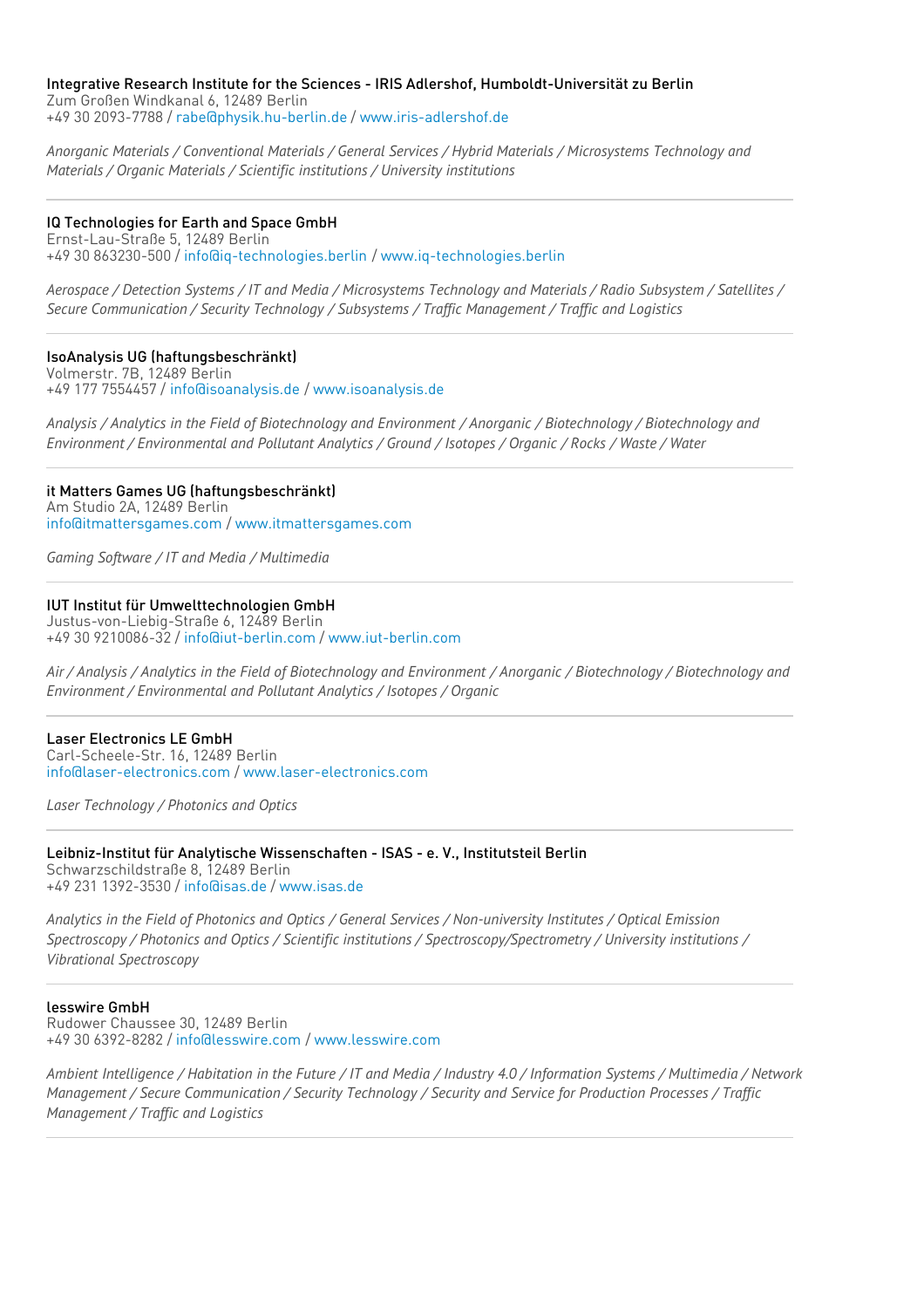### Integrative Research Institute for the Sciences - IRIS Adlershof, Humboldt-Universität zu Berlin

Zum Großen Windkanal 6, 12489 Berlin
+49 30 2093-7788 / rabe@physik.hu-berlin.de / www.iris-adlershof.de

*Anorganic Materials / Conventional Materials / General Services / Hybrid Materials / Microsystems Technology and Materials / Organic Materials / Scientific institutions / University institutions*

---

### IQ Technologies for Earth and Space GmbH

Ernst-Lau-Straße 5, 12489 Berlin
+49 30 863230-500 / info@iq-technologies.berlin / www.iq-technologies.berlin

*Aerospace / Detection Systems / IT and Media / Microsystems Technology and Materials / Radio Subsystem / Satellites / Secure Communication / Security Technology / Subsystems / Traffic Management / Traffic and Logistics*

---

### IsoAnalysis UG (haftungsbeschränkt)

Volmerstr. 7B, 12489 Berlin
+49 177 7554457 / info@isoanalysis.de / www.isoanalysis.de

*Analysis / Analytics in the Field of Biotechnology and Environment / Anorganic / Biotechnology / Biotechnology and Environment / Environmental and Pollutant Analytics / Ground / Isotopes / Organic / Rocks / Waste / Water*

---

### it Matters Games UG (haftungsbeschränkt)

Am Studio 2A, 12489 Berlin
info@itmattersgames.com / www.itmattersgames.com

*Gaming Software / IT and Media / Multimedia*

---

### IUT Institut für Umwelttechnologien GmbH

Justus-von-Liebig-Straße 6, 12489 Berlin
+49 30 9210086-32 / info@iut-berlin.com / www.iut-berlin.com

*Air / Analysis / Analytics in the Field of Biotechnology and Environment / Anorganic / Biotechnology / Biotechnology and Environment / Environmental and Pollutant Analytics / Isotopes / Organic*

---

### Laser Electronics LE GmbH

Carl-Scheele-Str. 16, 12489 Berlin
info@laser-electronics.com / www.laser-electronics.com

*Laser Technology / Photonics and Optics*

---

### Leibniz-Institut für Analytische Wissenschaften - ISAS - e. V., Institutsteil Berlin

Schwarzschildstraße 8, 12489 Berlin
+49 231 1392-3530 / info@isas.de / www.isas.de

*Analytics in the Field of Photonics and Optics / General Services / Non-university Institutes / Optical Emission Spectroscopy / Photonics and Optics / Scientific institutions / Spectroscopy/Spectrometry / University institutions / Vibrational Spectroscopy*

---

### lesswire GmbH

Rudower Chaussee 30, 12489 Berlin
+49 30 6392-8282 / info@lesswire.com / www.lesswire.com

*Ambient Intelligence / Habitation in the Future / IT and Media / Industry 4.0 / Information Systems / Multimedia / Network Management / Secure Communication / Security Technology / Security and Service for Production Processes / Traffic Management / Traffic and Logistics*

---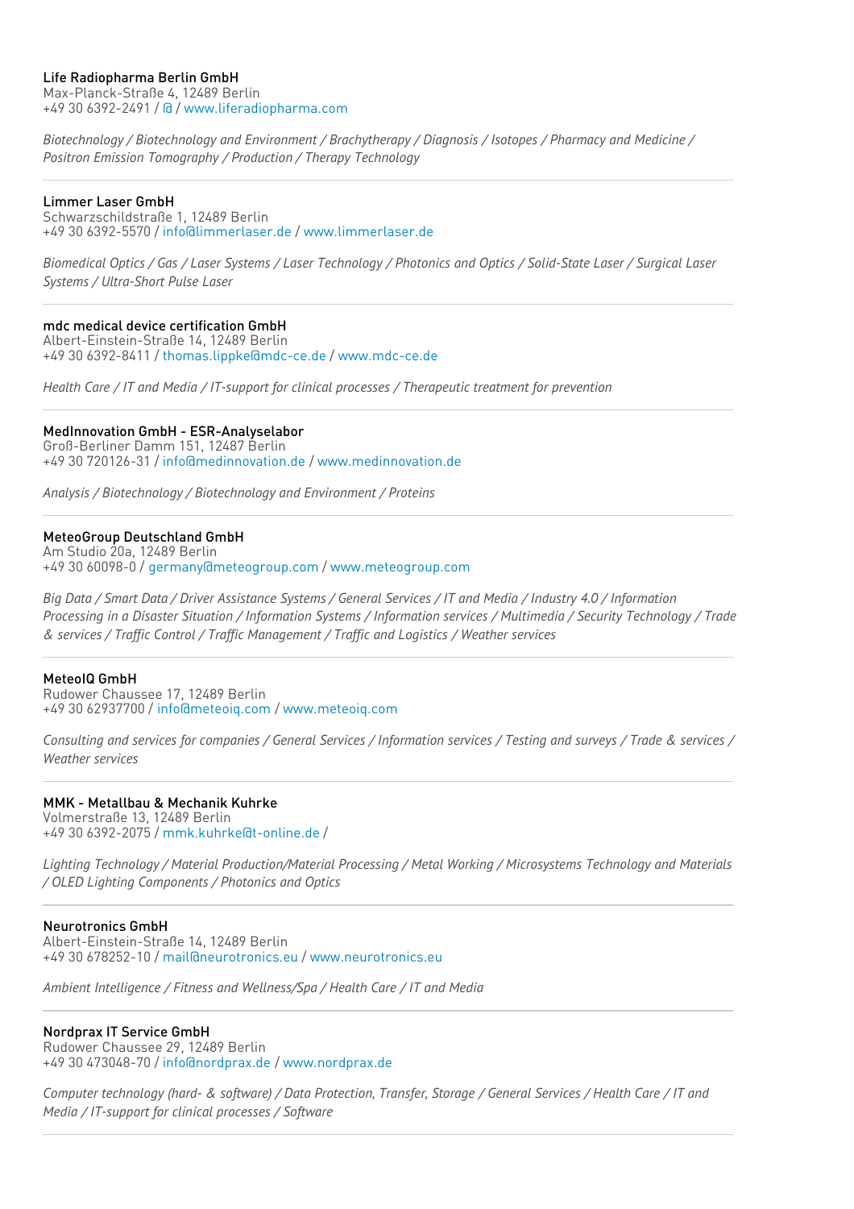**Life Radiopharma Berlin GmbH**
Max-Planck-Straße 4, 12489 Berlin
+49 30 6392-2491 / @ / www.liferadiopharma.com

*Biotechnology / Biotechnology and Environment / Brachytherapy / Diagnosis / Isotopes / Pharmacy and Medicine / Positron Emission Tomography / Production / Therapy Technology*

---

**Limmer Laser GmbH**
Schwarzschildstraße 1, 12489 Berlin
+49 30 6392-5570 / info@limmerlaser.de / www.limmerlaser.de

*Biomedical Optics / Gas / Laser Systems / Laser Technology / Photonics and Optics / Solid-State Laser / Surgical Laser Systems / Ultra-Short Pulse Laser*

---

**mdc medical device certification GmbH**
Albert-Einstein-Straße 14, 12489 Berlin
+49 30 6392-8411 / thomas.lippke@mdc-ce.de / www.mdc-ce.de

*Health Care / IT and Media / IT-support for clinical processes / Therapeutic treatment for prevention*

---

**MedInnovation GmbH - ESR-Analyselabor**
Groß-Berliner Damm 151, 12487 Berlin
+49 30 720126-31 / info@medinnovation.de / www.medinnovation.de

*Analysis / Biotechnology / Biotechnology and Environment / Proteins*

---

**MeteoGroup Deutschland GmbH**
Am Studio 20a, 12489 Berlin
+49 30 60098-0 / germany@meteogroup.com / www.meteogroup.com

*Big Data / Smart Data / Driver Assistance Systems / General Services / IT and Media / Industry 4.0 / Information Processing in a Disaster Situation / Information Systems / Information services / Multimedia / Security Technology / Trade & services / Traffic Control / Traffic Management / Traffic and Logistics / Weather services*

---

**MeteoIQ GmbH**
Rudower Chaussee 17, 12489 Berlin
+49 30 62937700 / info@meteoiq.com / www.meteoiq.com

*Consulting and services for companies / General Services / Information services / Testing and surveys / Trade & services / Weather services*

---

**MMK - Metallbau & Mechanik Kuhrke**
Volmerstraße 13, 12489 Berlin
+49 30 6392-2075 / mmk.kuhrke@t-online.de /

*Lighting Technology / Material Production/Material Processing / Metal Working / Microsystems Technology and Materials / OLED Lighting Components / Photonics and Optics*

---

**Neurotronics GmbH**
Albert-Einstein-Straße 14, 12489 Berlin
+49 30 678252-10 / mail@neurotronics.eu / www.neurotronics.eu

*Ambient Intelligence / Fitness and Wellness/Spa / Health Care / IT and Media*

---

**Nordprax IT Service GmbH**
Rudower Chaussee 29, 12489 Berlin
+49 30 473048-70 / info@nordprax.de / www.nordprax.de

*Computer technology (hard- & software) / Data Protection, Transfer, Storage / General Services / Health Care / IT and Media / IT-support for clinical processes / Software*

---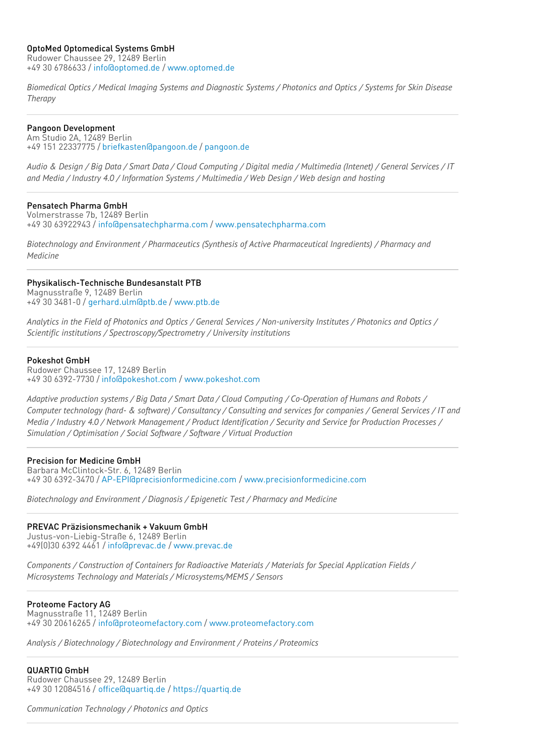**OptoMed Optomedical Systems GmbH**
Rudower Chaussee 29, 12489 Berlin
+49 30 6786633 / info@optomed.de / www.optomed.de

*Biomedical Optics / Medical Imaging Systems and Diagnostic Systems / Photonics and Optics / Systems for Skin Disease Therapy*

---

**Pangoon Development**
Am Studio 2A, 12489 Berlin
+49 151 22337775 / briefkasten@pangoon.de / pangoon.de

*Audio & Design / Big Data / Smart Data / Cloud Computing / Digital media / Multimedia (Intenet) / General Services / IT and Media / Industry 4.0 / Information Systems / Multimedia / Web Design / Web design and hosting*

---

**Pensatech Pharma GmbH**
Volmerstrasse 7b, 12489 Berlin
+49 30 63922943 / info@pensatechpharma.com / www.pensatechpharma.com

*Biotechnology and Environment / Pharmaceutics (Synthesis of Active Pharmaceutical Ingredients) / Pharmacy and Medicine*

---

**Physikalisch-Technische Bundesanstalt PTB**
Magnusstraße 9, 12489 Berlin
+49 30 3481-0 / gerhard.ulm@ptb.de / www.ptb.de

*Analytics in the Field of Photonics and Optics / General Services / Non-university Institutes / Photonics and Optics / Scientific institutions / Spectroscopy/Spectrometry / University institutions*

---

**Pokeshot GmbH**
Rudower Chaussee 17, 12489 Berlin
+49 30 6392-7730 / info@pokeshot.com / www.pokeshot.com

*Adaptive production systems / Big Data / Smart Data / Cloud Computing / Co-Operation of Humans and Robots / Computer technology (hard- & software) / Consultancy / Consulting and services for companies / General Services / IT and Media / Industry 4.0 / Network Management / Product Identification / Security and Service for Production Processes / Simulation / Optimisation / Social Software / Software / Virtual Production*

---

**Precision for Medicine GmbH**
Barbara McClintock-Str. 6, 12489 Berlin
+49 30 6392-3470 / AP-EPI@precisionformedicine.com / www.precisionformedicine.com

*Biotechnology and Environment / Diagnosis / Epigenetic Test / Pharmacy and Medicine*

---

**PREVAC Präzisionsmechanik + Vakuum GmbH**
Justus-von-Liebig-Straße 6, 12489 Berlin
+49(0)30 6392 4461 / info@prevac.de / www.prevac.de

*Components / Construction of Containers for Radioactive Materials / Materials for Special Application Fields / Microsystems Technology and Materials / Microsystems/MEMS / Sensors*

---

**Proteome Factory AG**
Magnusstraße 11, 12489 Berlin
+49 30 20616265 / info@proteomefactory.com / www.proteomefactory.com

*Analysis / Biotechnology / Biotechnology and Environment / Proteins / Proteomics*

---

**QUARTIQ GmbH**
Rudower Chaussee 29, 12489 Berlin
+49 30 12084516 / office@quartiq.de / https://quartiq.de

*Communication Technology / Photonics and Optics*

---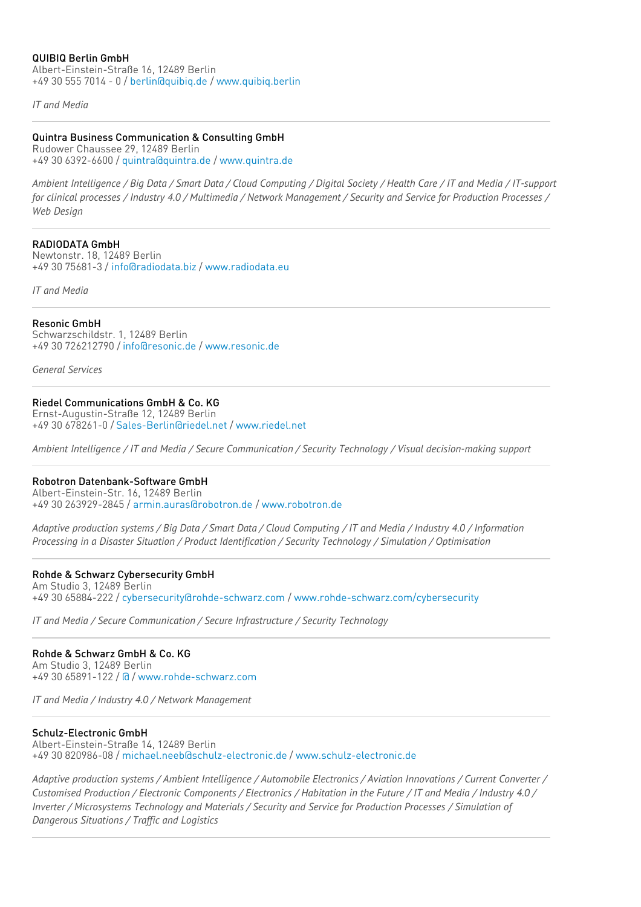**QUIBIQ Berlin GmbH**
Albert-Einstein-Straße 16, 12489 Berlin
+49 30 555 7014 - 0 / berlin@quibiq.de / www.quibiq.berlin

*IT and Media*

---

**Quintra Business Communication & Consulting GmbH**
Rudower Chaussee 29, 12489 Berlin
+49 30 6392-6600 / quintra@quintra.de / www.quintra.de

*Ambient Intelligence / Big Data / Smart Data / Cloud Computing / Digital Society / Health Care / IT and Media / IT-support for clinical processes / Industry 4.0 / Multimedia / Network Management / Security and Service for Production Processes / Web Design*

---

**RADIODATA GmbH**
Newtonstr. 18, 12489 Berlin
+49 30 75681-3 / info@radiodata.biz / www.radiodata.eu

*IT and Media*

---

**Resonic GmbH**
Schwarzschildstr. 1, 12489 Berlin
+49 30 726212790 / info@resonic.de / www.resonic.de

*General Services*

---

**Riedel Communications GmbH & Co. KG**
Ernst-Augustin-Straße 12, 12489 Berlin
+49 30 678261-0 / Sales-Berlin@riedel.net / www.riedel.net

*Ambient Intelligence / IT and Media / Secure Communication / Security Technology / Visual decision-making support*

---

**Robotron Datenbank-Software GmbH**
Albert-Einstein-Str. 16, 12489 Berlin
+49 30 263929-2845 / armin.auras@robotron.de / www.robotron.de

*Adaptive production systems / Big Data / Smart Data / Cloud Computing / IT and Media / Industry 4.0 / Information Processing in a Disaster Situation / Product Identification / Security Technology / Simulation / Optimisation*

---

**Rohde & Schwarz Cybersecurity GmbH**
Am Studio 3, 12489 Berlin
+49 30 65884-222 / cybersecurity@rohde-schwarz.com / www.rohde-schwarz.com/cybersecurity

*IT and Media / Secure Communication / Secure Infrastructure / Security Technology*

---

**Rohde & Schwarz GmbH & Co. KG**
Am Studio 3, 12489 Berlin
+49 30 65891-122 / @ / www.rohde-schwarz.com

*IT and Media / Industry 4.0 / Network Management*

---

**Schulz-Electronic GmbH**
Albert-Einstein-Straße 14, 12489 Berlin
+49 30 820986-08 / michael.neeb@schulz-electronic.de / www.schulz-electronic.de

*Adaptive production systems / Ambient Intelligence / Automobile Electronics / Aviation Innovations / Current Converter / Customised Production / Electronic Components / Electronics / Habitation in the Future / IT and Media / Industry 4.0 / Inverter / Microsystems Technology and Materials / Security and Service for Production Processes / Simulation of Dangerous Situations / Traffic and Logistics*

---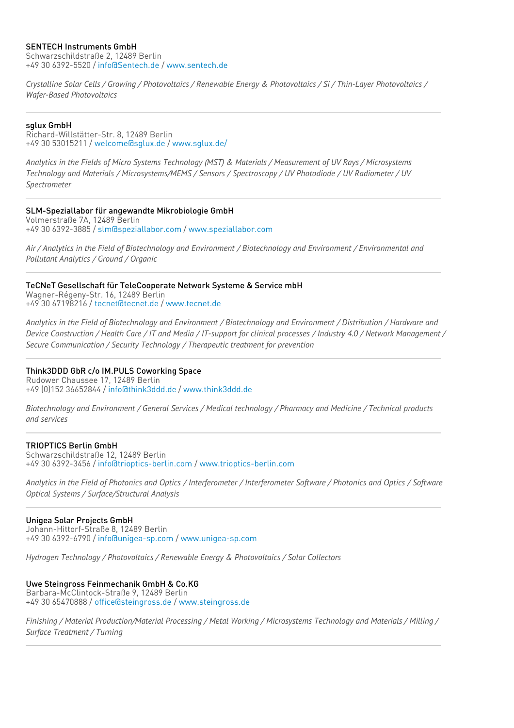SENTECH Instruments GmbH
Schwarzschildstraße 2, 12489 Berlin
+49 30 6392-5520 / info@Sentech.de / www.sentech.de

*Crystalline Solar Cells / Growing / Photovoltaics / Renewable Energy & Photovoltaics / Si / Thin-Layer Photovoltaics / Wafer-Based Photovoltaics*

---

sglux GmbH
Richard-Willstätter-Str. 8, 12489 Berlin
+49 30 53015211 / welcome@sglux.de / www.sglux.de/

*Analytics in the Fields of Micro Systems Technology (MST) & Materials / Measurement of UV Rays / Microsystems Technology and Materials / Microsystems/MEMS / Sensors / Spectroscopy / UV Photodiode / UV Radiometer / UV Spectrometer*

---

SLM-Speziallabor für angewandte Mikrobiologie GmbH
Volmerstraße 7A, 12489 Berlin
+49 30 6392-3885 / slm@speziallabor.com / www.speziallabor.com

*Air / Analytics in the Field of Biotechnology and Environment / Biotechnology and Environment / Environmental and Pollutant Analytics / Ground / Organic*

---

TeCNeT Gesellschaft für TeleCooperate Network Systeme & Service mbH
Wagner-Régeny-Str. 16, 12489 Berlin
+49 30 67198216 / tecnet@tecnet.de / www.tecnet.de

*Analytics in the Field of Biotechnology and Environment / Biotechnology and Environment / Distribution / Hardware and Device Construction / Health Care / IT and Media / IT-support for clinical processes / Industry 4.0 / Network Management / Secure Communication / Security Technology / Therapeutic treatment for prevention*

---

Think3DDD GbR c/o IM.PULS Coworking Space
Rudower Chaussee 17, 12489 Berlin
+49 (0)152 36652844 / info@think3ddd.de / www.think3ddd.de

*Biotechnology and Environment / General Services / Medical technology / Pharmacy and Medicine / Technical products and services*

---

TRIOPTICS Berlin GmbH
Schwarzschildstraße 12, 12489 Berlin
+49 30 6392-3456 / info@trioptics-berlin.com / www.trioptics-berlin.com

*Analytics in the Field of Photonics and Optics / Interferometer / Interferometer Software / Photonics and Optics / Software Optical Systems / Surface/Structural Analysis*

---

Unigea Solar Projects GmbH
Johann-Hittorf-Straße 8, 12489 Berlin
+49 30 6392-6790 / info@unigea-sp.com / www.unigea-sp.com

*Hydrogen Technology / Photovoltaics / Renewable Energy & Photovoltaics / Solar Collectors*

---

Uwe Steingross Feinmechanik GmbH & Co.KG
Barbara-McClintock-Straße 9, 12489 Berlin
+49 30 65470888 / office@steingross.de / www.steingross.de

*Finishing / Material Production/Material Processing / Metal Working / Microsystems Technology and Materials / Milling / Surface Treatment / Turning*

---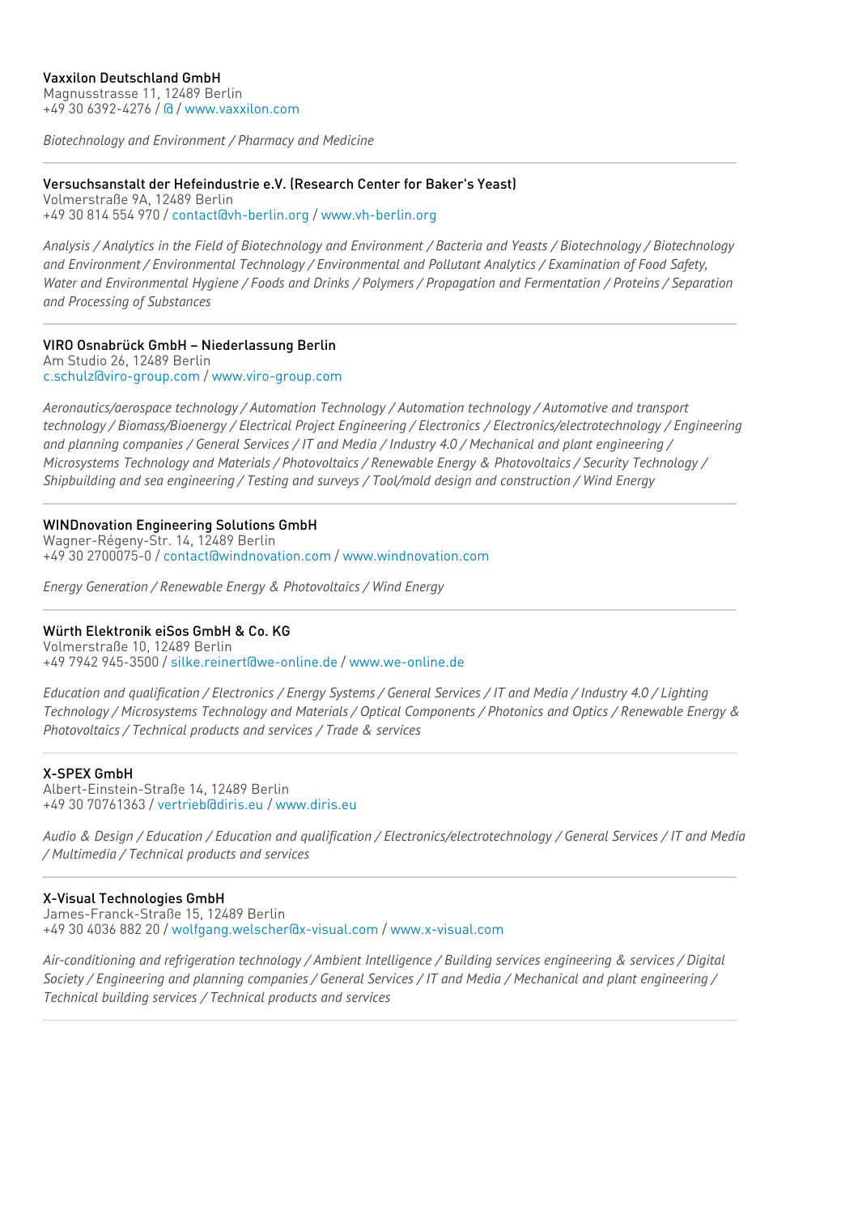Vaxxilon Deutschland GmbH
Magnusstrasse 11, 12489 Berlin
+49 30 6392-4276 / @ / www.vaxxilon.com

*Biotechnology and Environment / Pharmacy and Medicine*

---

Versuchsanstalt der Hefeindustrie e.V. (Research Center for Baker's Yeast)
Volmerstraße 9A, 12489 Berlin
+49 30 814 554 970 / contact@vh-berlin.org / www.vh-berlin.org

*Analysis / Analytics in the Field of Biotechnology and Environment / Bacteria and Yeasts / Biotechnology / Biotechnology and Environment / Environmental Technology / Environmental and Pollutant Analytics / Examination of Food Safety, Water and Environmental Hygiene / Foods and Drinks / Polymers / Propagation and Fermentation / Proteins / Separation and Processing of Substances*

---

VIRO Osnabrück GmbH – Niederlassung Berlin
Am Studio 26, 12489 Berlin
c.schulz@viro-group.com / www.viro-group.com

*Aeronautics/aerospace technology / Automation Technology / Automation technology / Automotive and transport technology / Biomass/Bioenergy / Electrical Project Engineering / Electronics / Electronics/electrotechnology / Engineering and planning companies / General Services / IT and Media / Industry 4.0 / Mechanical and plant engineering / Microsystems Technology and Materials / Photovoltaics / Renewable Energy & Photovoltaics / Security Technology / Shipbuilding and sea engineering / Testing and surveys / Tool/mold design and construction / Wind Energy*

---

WINDnovation Engineering Solutions GmbH
Wagner-Régeny-Str. 14, 12489 Berlin
+49 30 2700075-0 / contact@windnovation.com / www.windnovation.com

*Energy Generation / Renewable Energy & Photovoltaics / Wind Energy*

---

Würth Elektronik eiSos GmbH & Co. KG
Volmerstraße 10, 12489 Berlin
+49 7942 945-3500 / silke.reinert@we-online.de / www.we-online.de

*Education and qualification / Electronics / Energy Systems / General Services / IT and Media / Industry 4.0 / Lighting Technology / Microsystems Technology and Materials / Optical Components / Photonics and Optics / Renewable Energy & Photovoltaics / Technical products and services / Trade & services*

---

X-SPEX GmbH
Albert-Einstein-Straße 14, 12489 Berlin
+49 30 70761363 / vertrieb@diris.eu / www.diris.eu

*Audio & Design / Education / Education and qualification / Electronics/electrotechnology / General Services / IT and Media / Multimedia / Technical products and services*

---

X-Visual Technologies GmbH
James-Franck-Straße 15, 12489 Berlin
+49 30 4036 882 20 / wolfgang.welscher@x-visual.com / www.x-visual.com

*Air-conditioning and refrigeration technology / Ambient Intelligence / Building services engineering & services / Digital Society / Engineering and planning companies / General Services / IT and Media / Mechanical and plant engineering / Technical building services / Technical products and services*

---